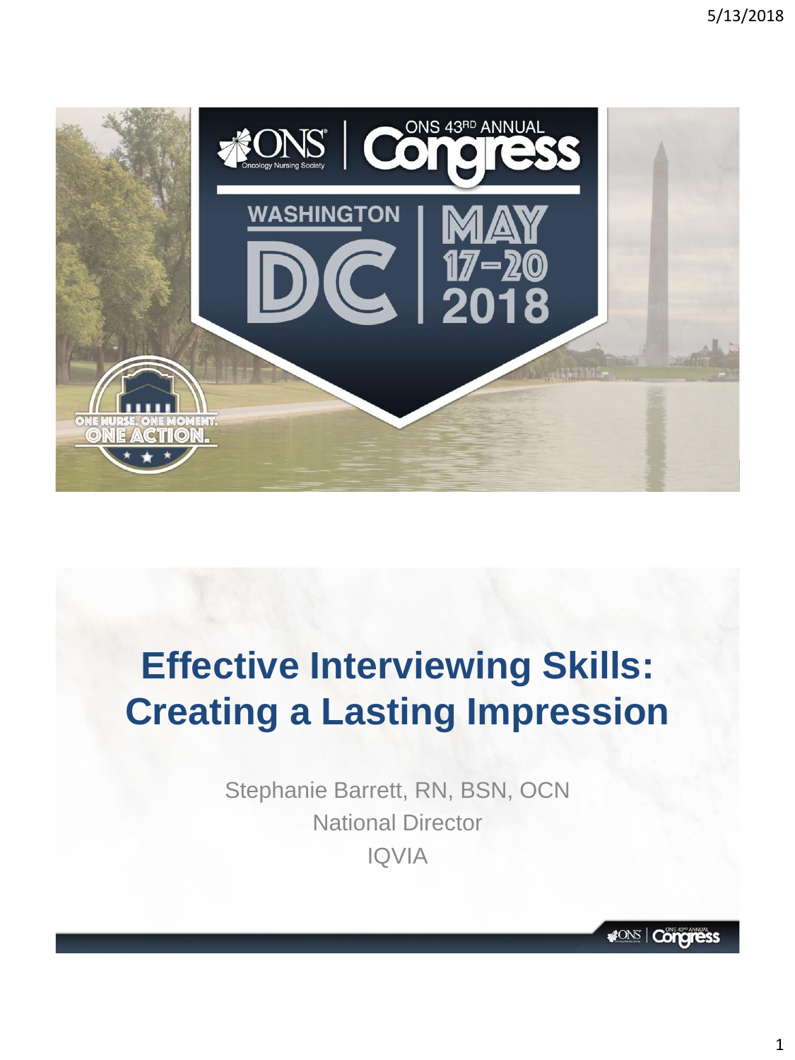ONS 43RD ANNUAL Congress

WASHINGTON DC | MAY 17–20 2018

ONE NURSE. ONE MOMENT. ONE ACTION.

# Effective Interviewing Skills: Creating a Lasting Impression

Stephanie Barrett, RN, BSN, OCN

National Director

IQVIA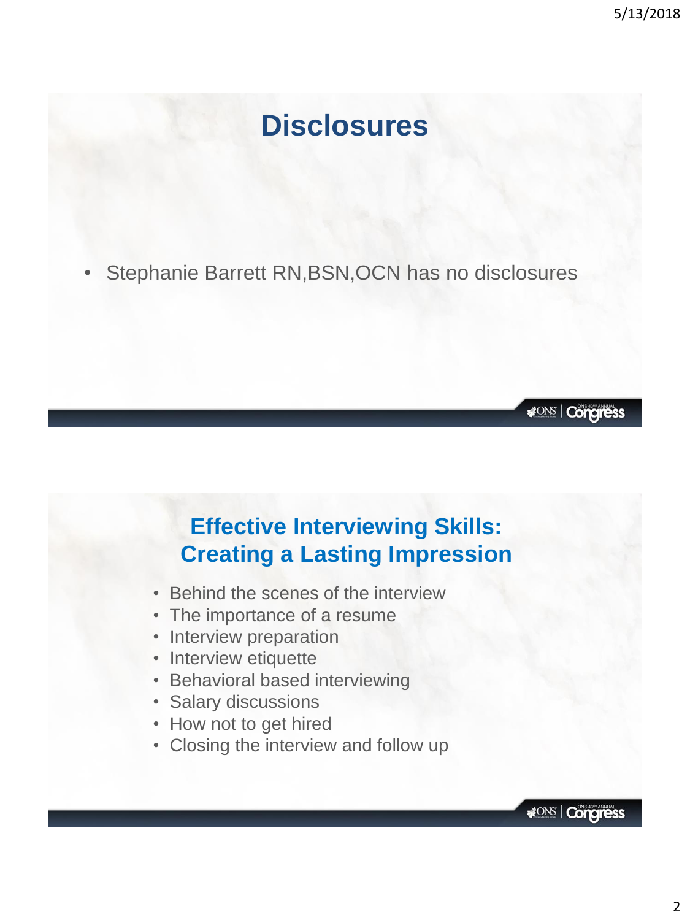# Disclosures

- Stephanie Barrett RN,BSN,OCN has no disclosures

# Effective Interviewing Skills: Creating a Lasting Impression

- Behind the scenes of the interview
- The importance of a resume
- Interview preparation
- Interview etiquette
- Behavioral based interviewing
- Salary discussions
- How not to get hired
- Closing the interview and follow up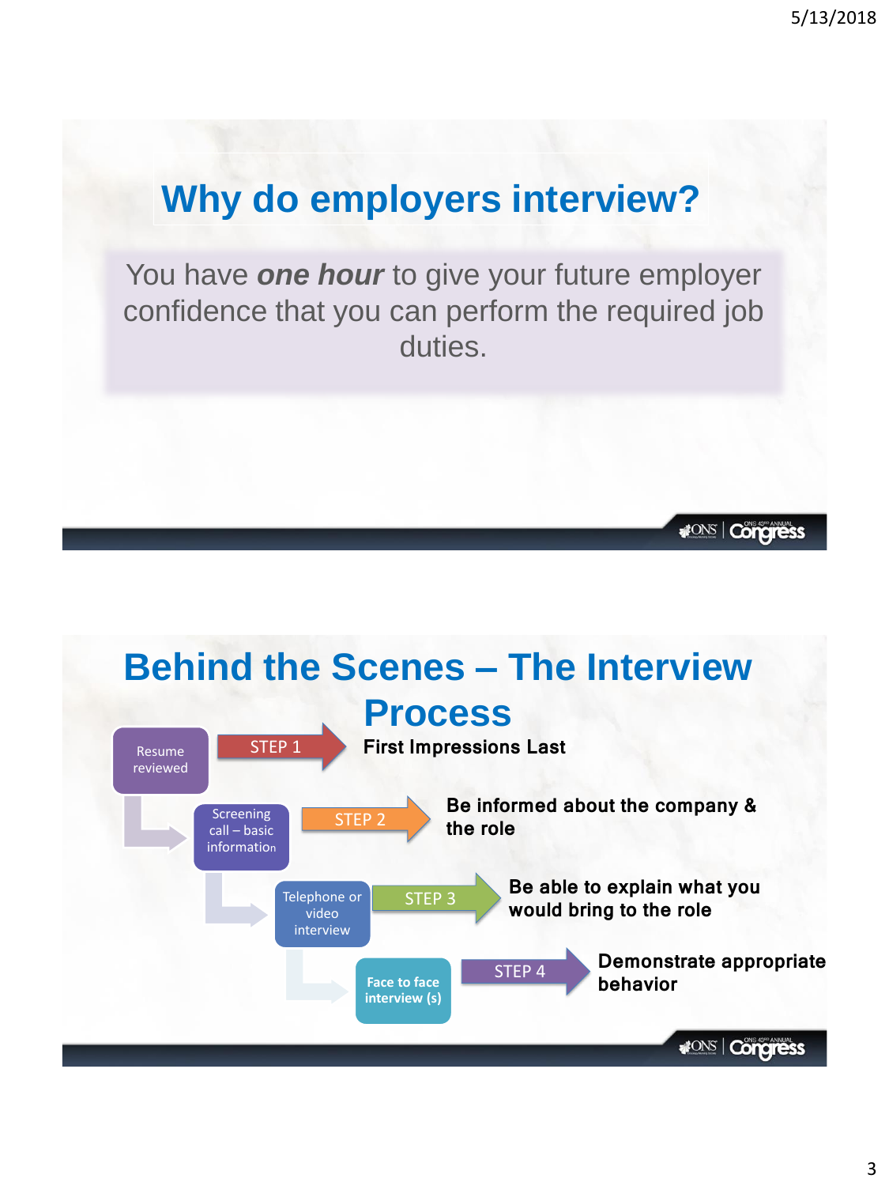## Why do employers interview?

You have ***one hour*** to give your future employer confidence that you can perform the required job duties.

## Behind the Scenes – The Interview Process

- Resume reviewed — STEP 1 — **First Impressions Last**
- Screening call – basic information — STEP 2 — **Be informed about the company & the role**
- Telephone or video interview — STEP 3 — **Be able to explain what you would bring to the role**
- Face to face interview (s) — STEP 4 — **Demonstrate appropriate behavior**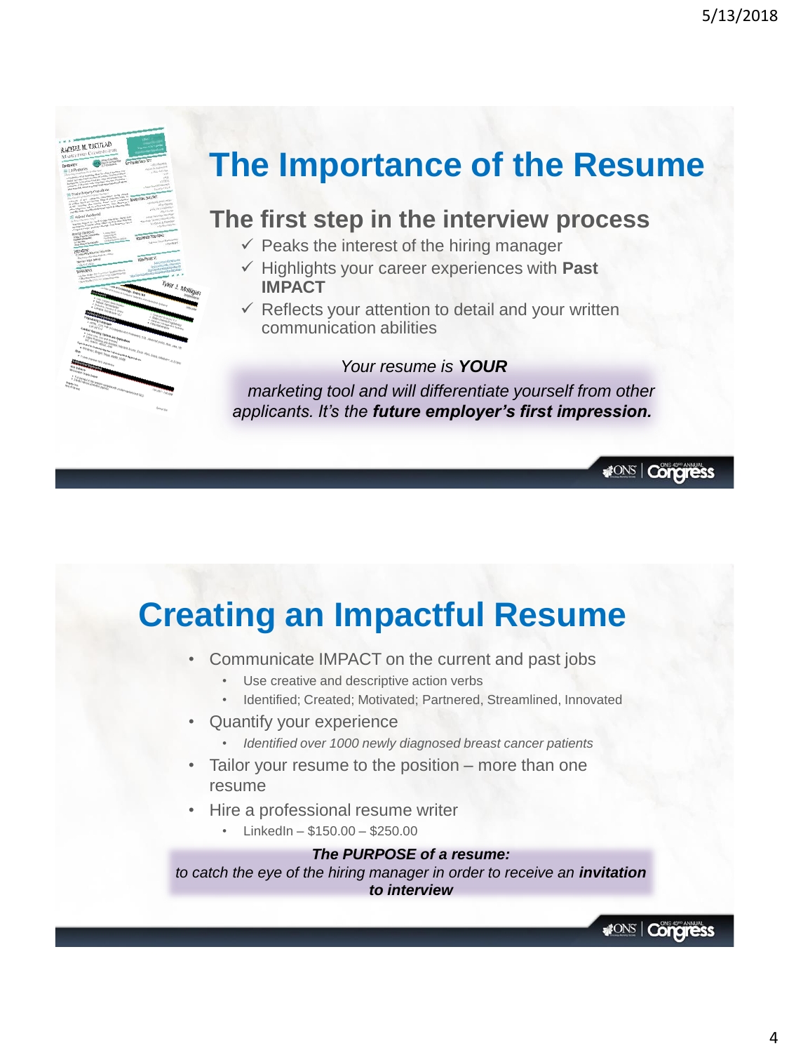# The Importance of the Resume

## The first step in the interview process

- ✓ Peaks the interest of the hiring manager
- ✓ Highlights your career experiences with **Past IMPACT**
- ✓ Reflects your attention to detail and your written communication abilities

*Your resume is **YOUR** marketing tool and will differentiate yourself from other applicants. It's the **future employer's first impression.***

# Creating an Impactful Resume

- Communicate IMPACT on the current and past jobs
  - Use creative and descriptive action verbs
  - Identified; Created; Motivated; Partnered, Streamlined, Innovated
- Quantify your experience
  - *Identified over 1000 newly diagnosed breast cancer patients*
- Tailor your resume to the position – more than one resume
- Hire a professional resume writer
  - LinkedIn – $150.00 – $250.00

***The PURPOSE of a resume:***
*to catch the eye of the hiring manager in order to receive an **invitation to interview***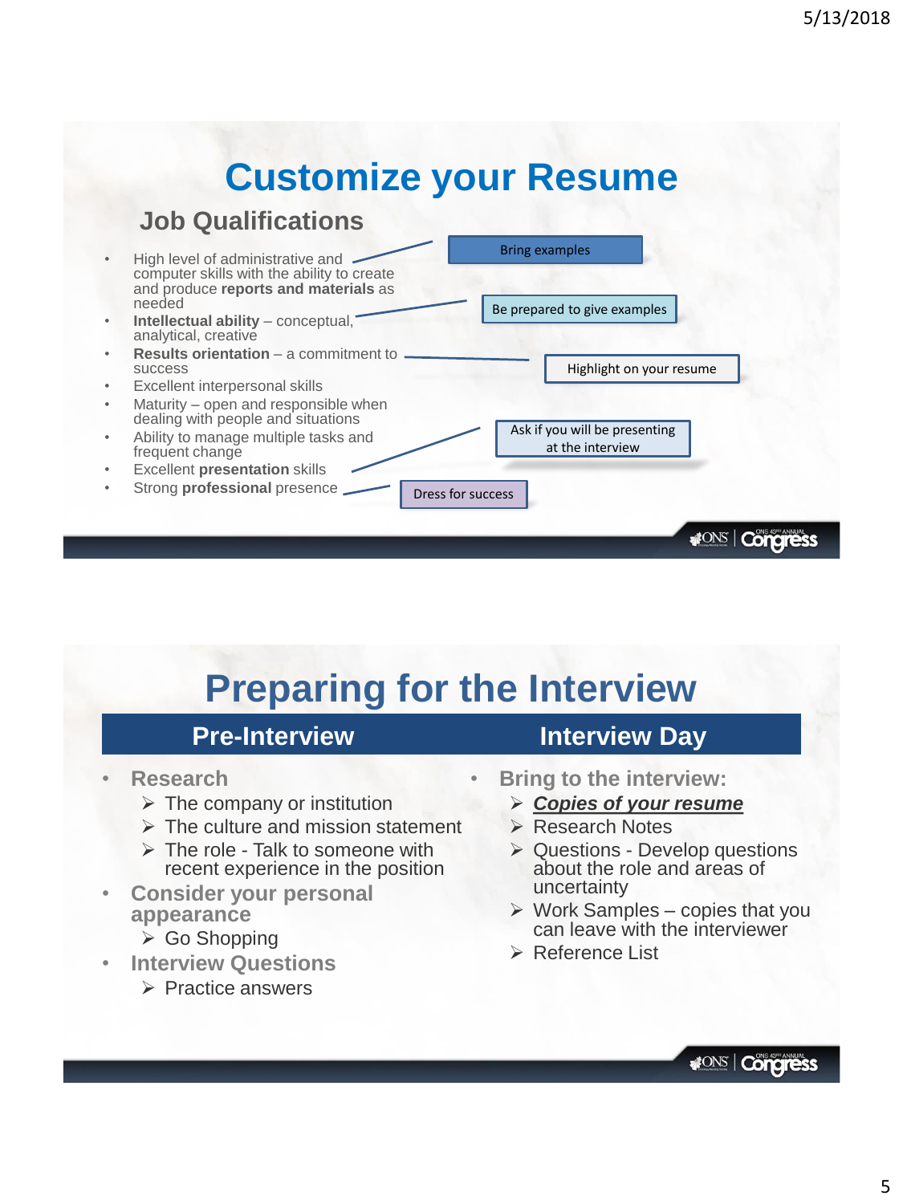# Customize your Resume

## Job Qualifications

- High level of administrative and computer skills with the ability to create and produce **reports and materials** as needed
- **Intellectual ability** – conceptual, analytical, creative
- **Results orientation** – a commitment to success
- Excellent interpersonal skills
- Maturity – open and responsible when dealing with people and situations
- Ability to manage multiple tasks and frequent change
- Excellent **presentation** skills
- Strong **professional** presence

Bring examples

Be prepared to give examples

Highlight on your resume

Ask if you will be presenting at the interview

Dress for success

# Preparing for the Interview

## Pre-Interview

- **Research**
  - The company or institution
  - The culture and mission statement
  - The role - Talk to someone with recent experience in the position
- **Consider your personal appearance**
  - Go Shopping
- **Interview Questions**
  - Practice answers

## Interview Day

- **Bring to the interview:**
  - ***Copies of your resume***
  - Research Notes
  - Questions - Develop questions about the role and areas of uncertainty
  - Work Samples – copies that you can leave with the interviewer
  - Reference List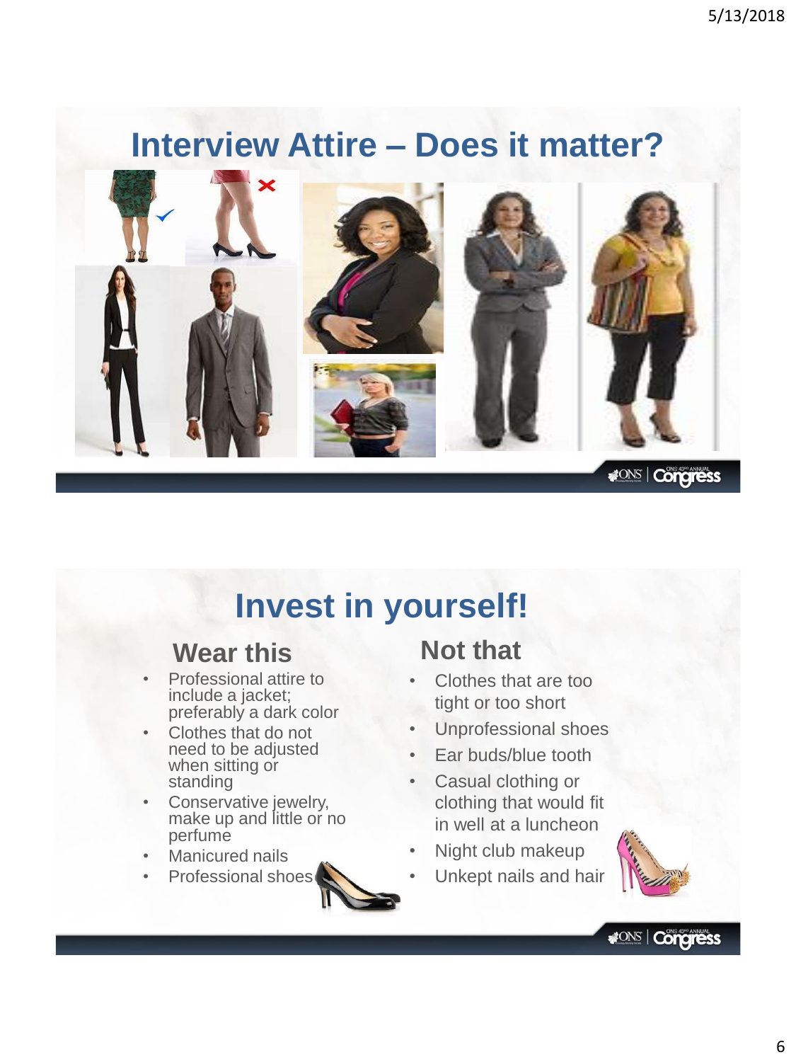# Interview Attire – Does it matter?

# Invest in yourself!

## Wear this

- Professional attire to include a jacket; preferably a dark color
- Clothes that do not need to be adjusted when sitting or standing
- Conservative jewelry, make up and little or no perfume
- Manicured nails
- Professional shoes

## Not that

- Clothes that are too tight or too short
- Unprofessional shoes
- Ear buds/blue tooth
- Casual clothing or clothing that would fit in well at a luncheon
- Night club makeup
- Unkept nails and hair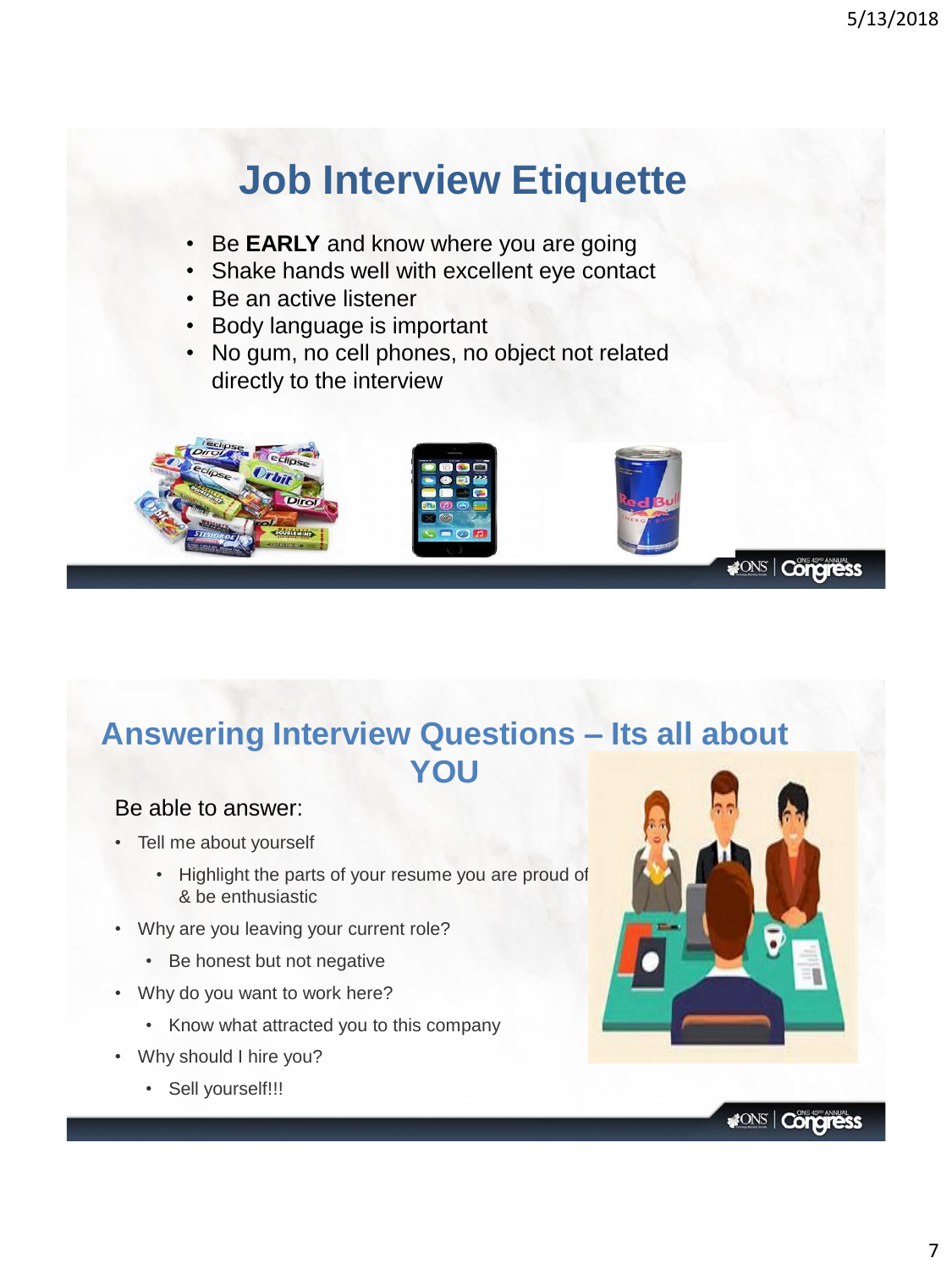# Job Interview Etiquette

- Be **EARLY** and know where you are going
- Shake hands well with excellent eye contact
- Be an active listener
- Body language is important
- No gum, no cell phones, no object not related directly to the interview

# Answering Interview Questions – Its all about YOU

Be able to answer:

- Tell me about yourself
  - Highlight the parts of your resume you are proud of & be enthusiastic
- Why are you leaving your current role?
  - Be honest but not negative
- Why do you want to work here?
  - Know what attracted you to this company
- Why should I hire you?
  - Sell yourself!!!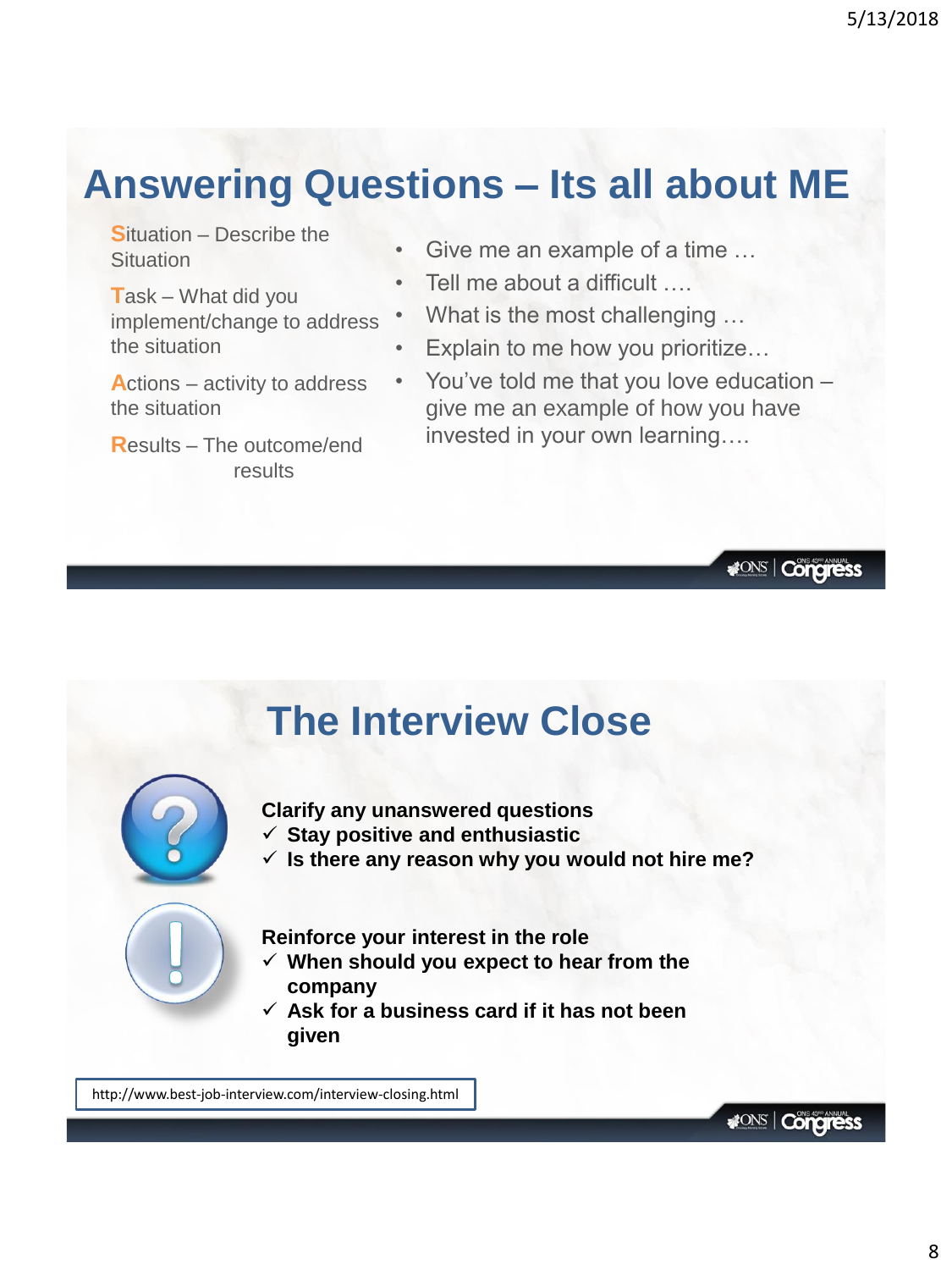## Answering Questions – Its all about ME

**S**ituation – Describe the Situation

**T**ask – What did you implement/change to address the situation

**A**ctions – activity to address the situation

**R**esults – The outcome/end results

- Give me an example of a time …
- Tell me about a difficult ….
- What is the most challenging …
- Explain to me how you prioritize…
- You've told me that you love education – give me an example of how you have invested in your own learning….

## The Interview Close

**Clarify any unanswered questions**

- ✓ **Stay positive and enthusiastic**
- ✓ **Is there any reason why you would not hire me?**

**Reinforce your interest in the role**

- ✓ **When should you expect to hear from the company**
- ✓ **Ask for a business card if it has not been given**

http://www.best-job-interview.com/interview-closing.html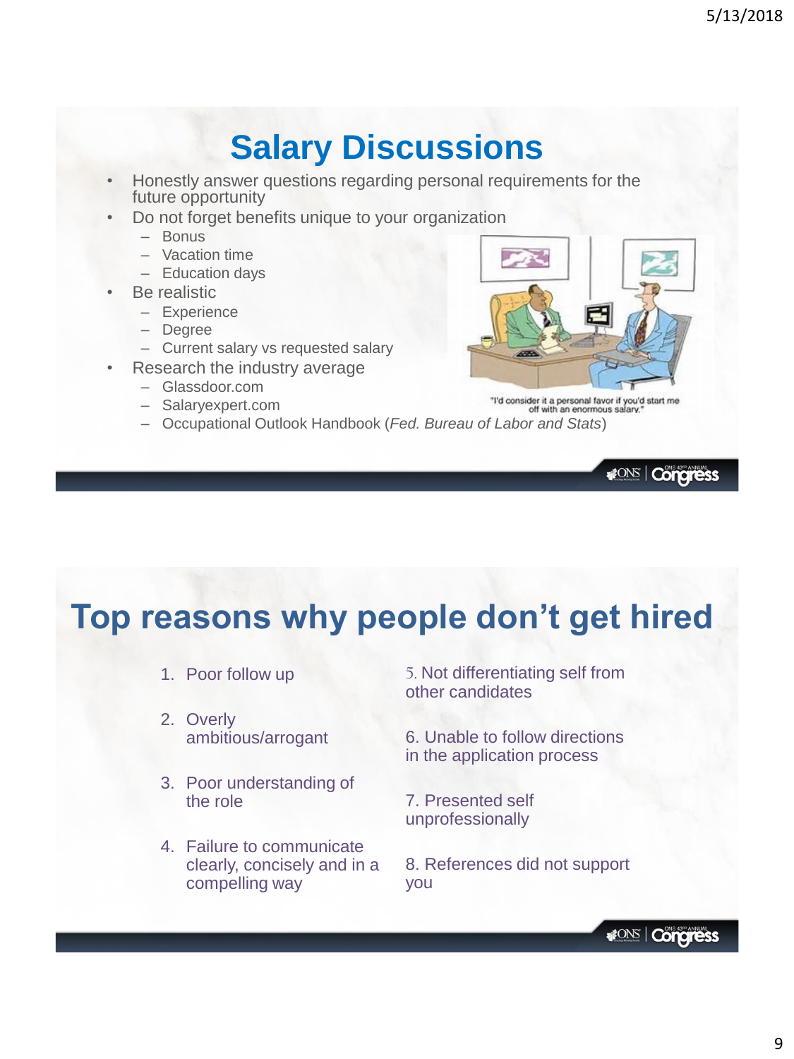## Salary Discussions

- Honestly answer questions regarding personal requirements for the future opportunity
- Do not forget benefits unique to your organization
  - Bonus
  - Vacation time
  - Education days
- Be realistic
  - Experience
  - Degree
  - Current salary vs requested salary
- Research the industry average
  - Glassdoor.com
  - Salaryexpert.com
  - Occupational Outlook Handbook (*Fed. Bureau of Labor and Stats*)

"I'd consider it a personal favor if you'd start me off with an enormous salary."

## Top reasons why people don't get hired

1. Poor follow up
2. Overly ambitious/arrogant
3. Poor understanding of the role
4. Failure to communicate clearly, concisely and in a compelling way
5. Not differentiating self from other candidates
6. Unable to follow directions in the application process
7. Presented self unprofessionally
8. References did not support you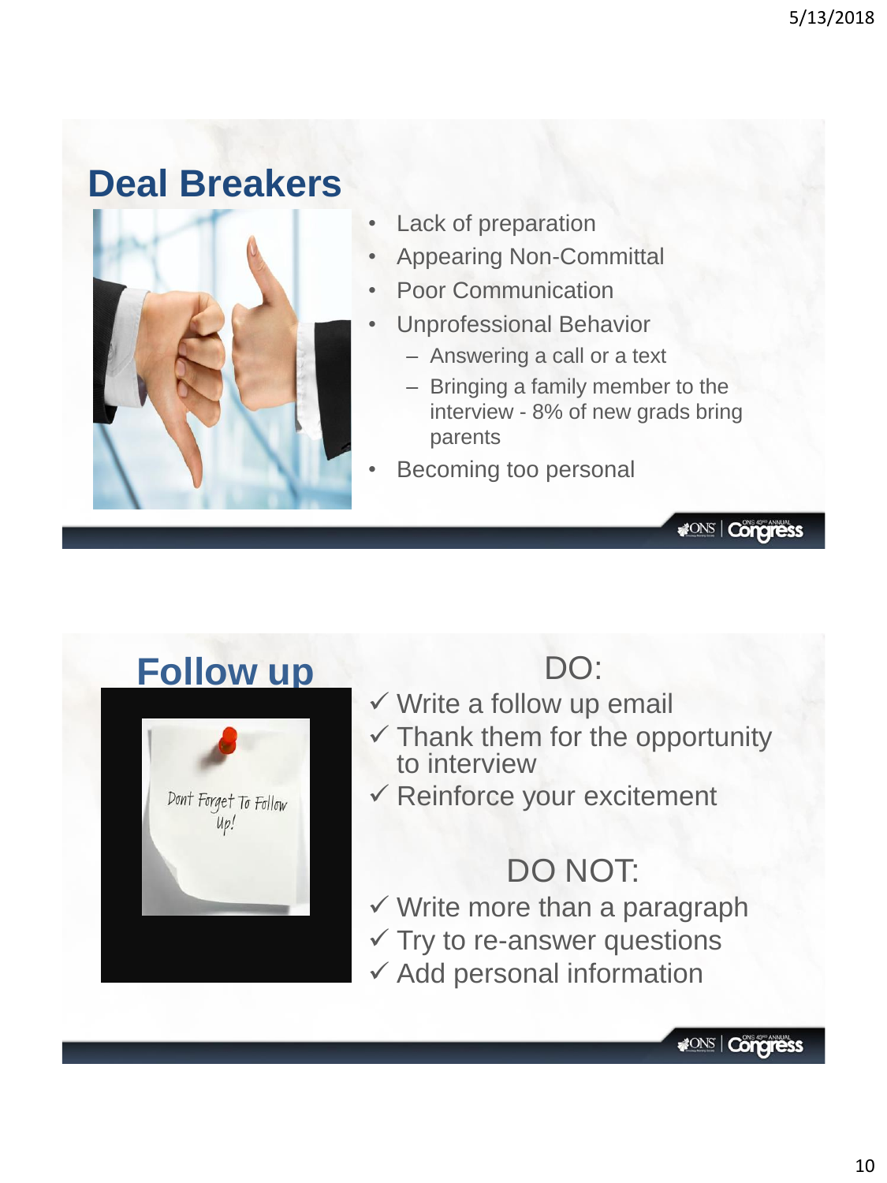## Deal Breakers

- Lack of preparation
- Appearing Non-Committal
- Poor Communication
- Unprofessional Behavior
  - Answering a call or a text
  - Bringing a family member to the interview - 8% of new grads bring parents
- Becoming too personal

## Follow up

DO:

- ✓ Write a follow up email
- ✓ Thank them for the opportunity to interview
- ✓ Reinforce your excitement

DO NOT:

- ✓ Write more than a paragraph
- ✓ Try to re-answer questions
- ✓ Add personal information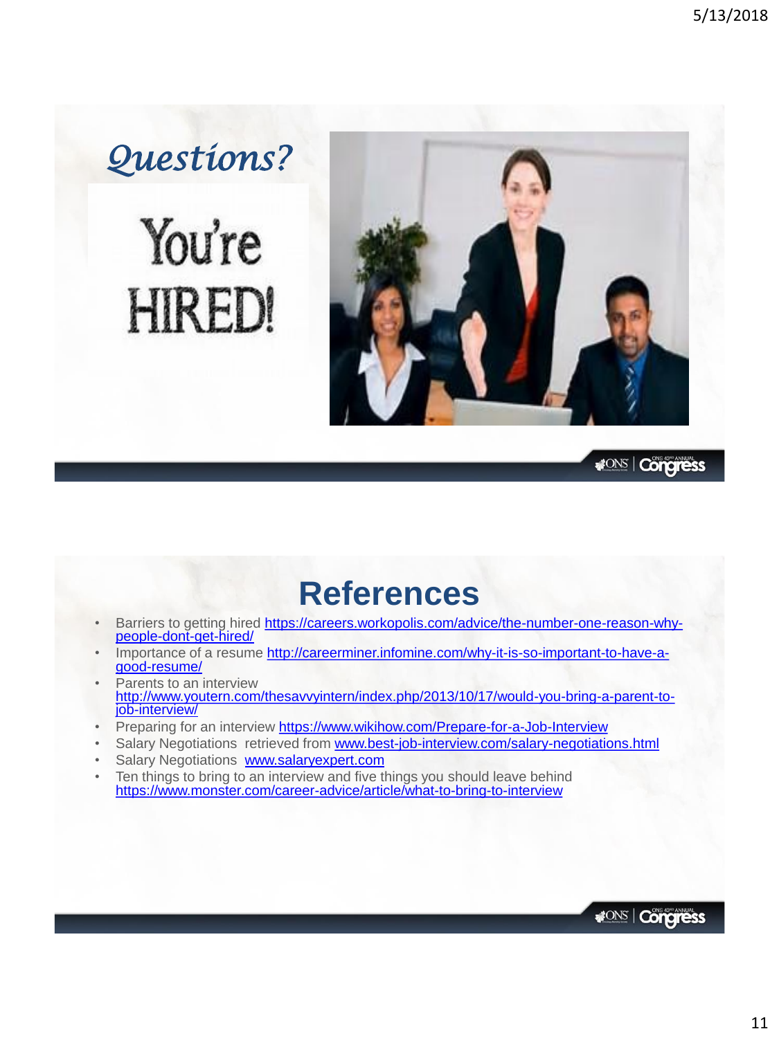## Questions?

You're HIRED!

# References

- Barriers to getting hired https://careers.workopolis.com/advice/the-number-one-reason-why-people-dont-get-hired/
- Importance of a resume http://careerminer.infomine.com/why-it-is-so-important-to-have-a-good-resume/
- Parents to an interview http://www.youtern.com/thesavvyintern/index.php/2013/10/17/would-you-bring-a-parent-to-job-interview/
- Preparing for an interview https://www.wikihow.com/Prepare-for-a-Job-Interview
- Salary Negotiations retrieved from www.best-job-interview.com/salary-negotiations.html
- Salary Negotiations www.salaryexpert.com
- Ten things to bring to an interview and five things you should leave behind https://www.monster.com/career-advice/article/what-to-bring-to-interview